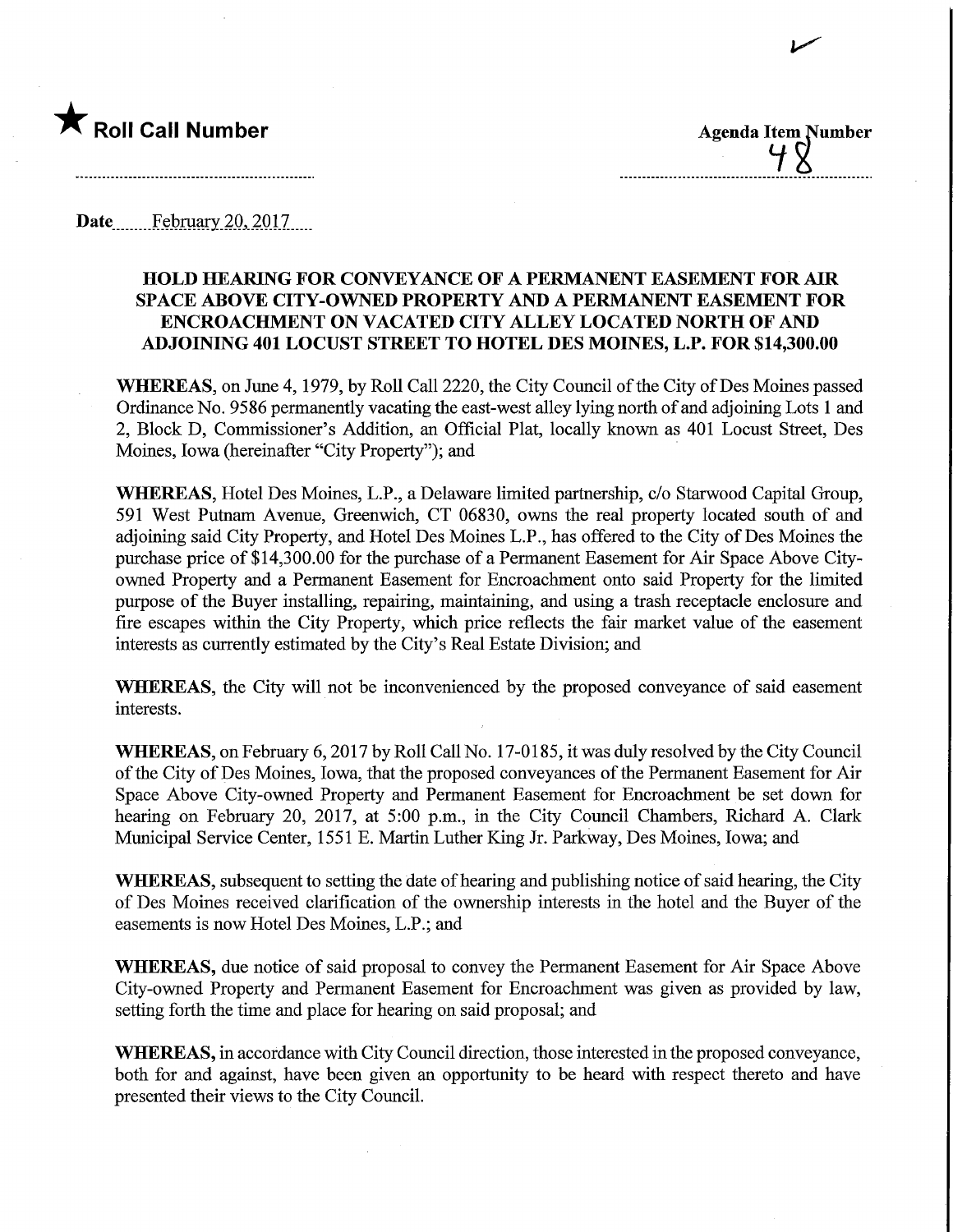★ **Roll Call Number**

**Agenda Item Number**
48

Date February 20, 2017

**HOLD HEARING FOR CONVEYANCE OF A PERMANENT EASEMENT FOR AIR SPACE ABOVE CITY-OWNED PROPERTY AND A PERMANENT EASEMENT FOR ENCROACHMENT ON VACATED CITY ALLEY LOCATED NORTH OF AND ADJOINING 401 LOCUST STREET TO HOTEL DES MOINES, L.P. FOR $14,300.00**

**WHEREAS**, on June 4, 1979, by Roll Call 2220, the City Council of the City of Des Moines passed Ordinance No. 9586 permanently vacating the east-west alley lying north of and adjoining Lots 1 and 2, Block D, Commissioner's Addition, an Official Plat, locally known as 401 Locust Street, Des Moines, Iowa (hereinafter "City Property"); and

**WHEREAS**, Hotel Des Moines, L.P., a Delaware limited partnership, c/o Starwood Capital Group, 591 West Putnam Avenue, Greenwich, CT 06830, owns the real property located south of and adjoining said City Property, and Hotel Des Moines L.P., has offered to the City of Des Moines the purchase price of $14,300.00 for the purchase of a Permanent Easement for Air Space Above City-owned Property and a Permanent Easement for Encroachment onto said Property for the limited purpose of the Buyer installing, repairing, maintaining, and using a trash receptacle enclosure and fire escapes within the City Property, which price reflects the fair market value of the easement interests as currently estimated by the City's Real Estate Division; and

**WHEREAS**, the City will not be inconvenienced by the proposed conveyance of said easement interests.

**WHEREAS**, on February 6, 2017 by Roll Call No. 17-0185, it was duly resolved by the City Council of the City of Des Moines, Iowa, that the proposed conveyances of the Permanent Easement for Air Space Above City-owned Property and Permanent Easement for Encroachment be set down for hearing on February 20, 2017, at 5:00 p.m., in the City Council Chambers, Richard A. Clark Municipal Service Center, 1551 E. Martin Luther King Jr. Parkway, Des Moines, Iowa; and

**WHEREAS**, subsequent to setting the date of hearing and publishing notice of said hearing, the City of Des Moines received clarification of the ownership interests in the hotel and the Buyer of the easements is now Hotel Des Moines, L.P.; and

**WHEREAS**, due notice of said proposal to convey the Permanent Easement for Air Space Above City-owned Property and Permanent Easement for Encroachment was given as provided by law, setting forth the time and place for hearing on said proposal; and

**WHEREAS**, in accordance with City Council direction, those interested in the proposed conveyance, both for and against, have been given an opportunity to be heard with respect thereto and have presented their views to the City Council.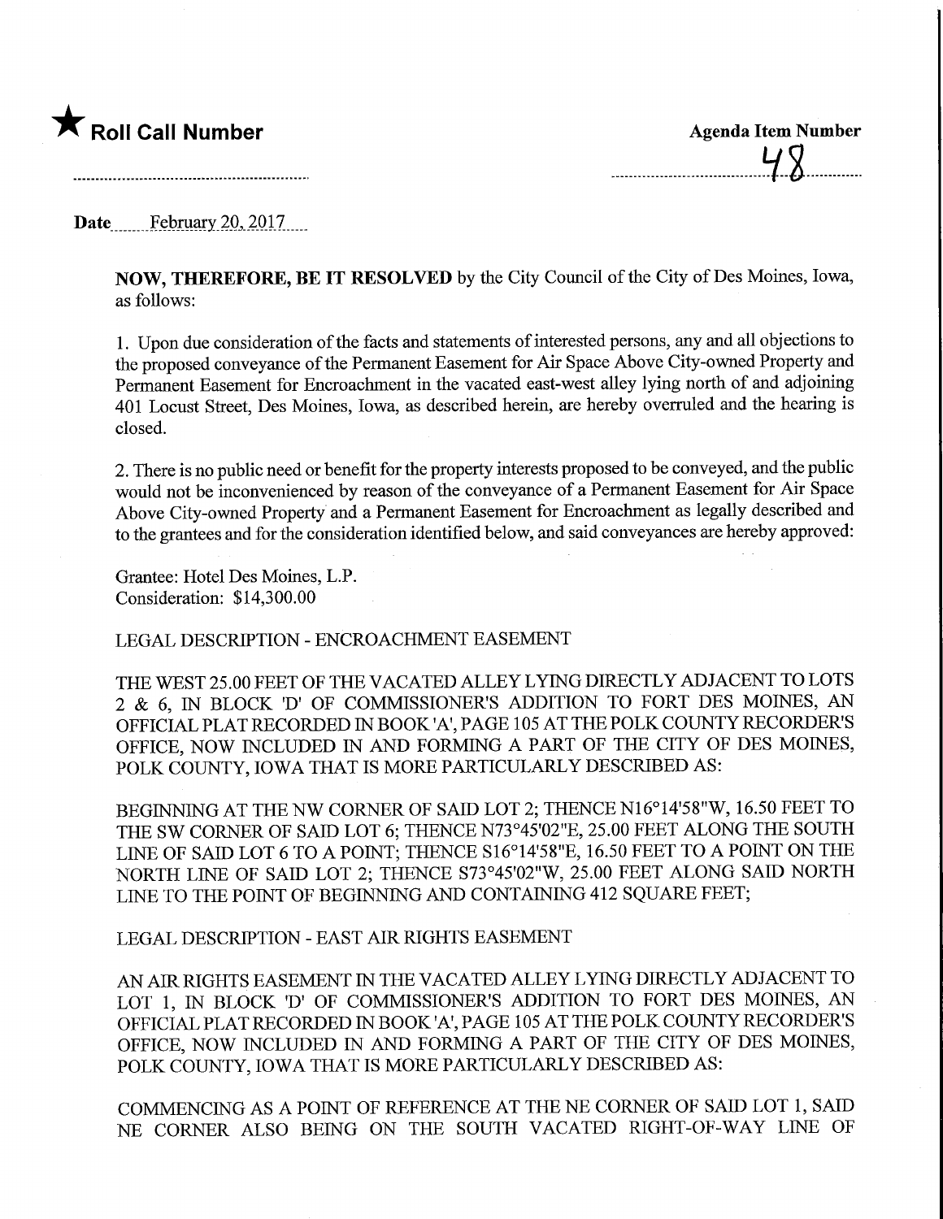★ **Roll Call Number**

**Agenda Item Number**

48

**Date** February 20, 2017

**NOW, THEREFORE, BE IT RESOLVED** by the City Council of the City of Des Moines, Iowa, as follows:

1. Upon due consideration of the facts and statements of interested persons, any and all objections to the proposed conveyance of the Permanent Easement for Air Space Above City-owned Property and Permanent Easement for Encroachment in the vacated east-west alley lying north of and adjoining 401 Locust Street, Des Moines, Iowa, as described herein, are hereby overruled and the hearing is closed.

2. There is no public need or benefit for the property interests proposed to be conveyed, and the public would not be inconvenienced by reason of the conveyance of a Permanent Easement for Air Space Above City-owned Property and a Permanent Easement for Encroachment as legally described and to the grantees and for the consideration identified below, and said conveyances are hereby approved:

Grantee: Hotel Des Moines, L.P.
Consideration: $14,300.00

LEGAL DESCRIPTION - ENCROACHMENT EASEMENT

THE WEST 25.00 FEET OF THE VACATED ALLEY LYING DIRECTLY ADJACENT TO LOTS 2 & 6, IN BLOCK 'D' OF COMMISSIONER'S ADDITION TO FORT DES MOINES, AN OFFICIAL PLAT RECORDED IN BOOK 'A', PAGE 105 AT THE POLK COUNTY RECORDER'S OFFICE, NOW INCLUDED IN AND FORMING A PART OF THE CITY OF DES MOINES, POLK COUNTY, IOWA THAT IS MORE PARTICULARLY DESCRIBED AS:

BEGINNING AT THE NW CORNER OF SAID LOT 2; THENCE N16°14'58"W, 16.50 FEET TO THE SW CORNER OF SAID LOT 6; THENCE N73°45'02"E, 25.00 FEET ALONG THE SOUTH LINE OF SAID LOT 6 TO A POINT; THENCE S16°14'58"E, 16.50 FEET TO A POINT ON THE NORTH LINE OF SAID LOT 2; THENCE S73°45'02"W, 25.00 FEET ALONG SAID NORTH LINE TO THE POINT OF BEGINNING AND CONTAINING 412 SQUARE FEET;

LEGAL DESCRIPTION - EAST AIR RIGHTS EASEMENT

AN AIR RIGHTS EASEMENT IN THE VACATED ALLEY LYING DIRECTLY ADJACENT TO LOT 1, IN BLOCK 'D' OF COMMISSIONER'S ADDITION TO FORT DES MOINES, AN OFFICIAL PLAT RECORDED IN BOOK 'A', PAGE 105 AT THE POLK COUNTY RECORDER'S OFFICE, NOW INCLUDED IN AND FORMING A PART OF THE CITY OF DES MOINES, POLK COUNTY, IOWA THAT IS MORE PARTICULARLY DESCRIBED AS:

COMMENCING AS A POINT OF REFERENCE AT THE NE CORNER OF SAID LOT 1, SAID NE CORNER ALSO BEING ON THE SOUTH VACATED RIGHT-OF-WAY LINE OF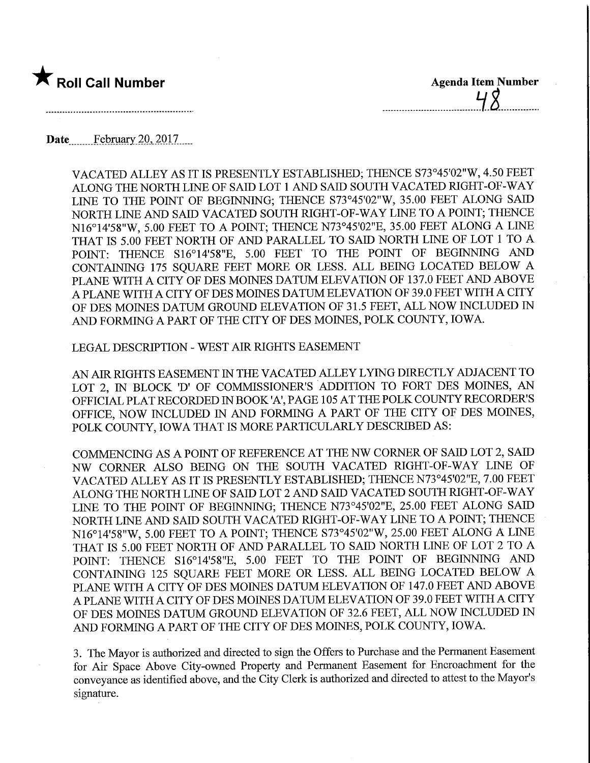★ **Roll Call Number**

**Agenda Item Number**

48

**Date** February 20, 2017

VACATED ALLEY AS IT IS PRESENTLY ESTABLISHED; THENCE S73°45'02"W, 4.50 FEET ALONG THE NORTH LINE OF SAID LOT 1 AND SAID SOUTH VACATED RIGHT-OF-WAY LINE TO THE POINT OF BEGINNING; THENCE S73°45'02"W, 35.00 FEET ALONG SAID NORTH LINE AND SAID VACATED SOUTH RIGHT-OF-WAY LINE TO A POINT; THENCE N16°14'58"W, 5.00 FEET TO A POINT; THENCE N73°45'02"E, 35.00 FEET ALONG A LINE THAT IS 5.00 FEET NORTH OF AND PARALLEL TO SAID NORTH LINE OF LOT 1 TO A POINT: THENCE S16°14'58"E, 5.00 FEET TO THE POINT OF BEGINNING AND CONTAINING 175 SQUARE FEET MORE OR LESS. ALL BEING LOCATED BELOW A PLANE WITH A CITY OF DES MOINES DATUM ELEVATION OF 137.0 FEET AND ABOVE A PLANE WITH A CITY OF DES MOINES DATUM ELEVATION OF 39.0 FEET WITH A CITY OF DES MOINES DATUM GROUND ELEVATION OF 31.5 FEET, ALL NOW INCLUDED IN AND FORMING A PART OF THE CITY OF DES MOINES, POLK COUNTY, IOWA.

LEGAL DESCRIPTION - WEST AIR RIGHTS EASEMENT

AN AIR RIGHTS EASEMENT IN THE VACATED ALLEY LYING DIRECTLY ADJACENT TO LOT 2, IN BLOCK 'D' OF COMMISSIONER'S ADDITION TO FORT DES MOINES, AN OFFICIAL PLAT RECORDED IN BOOK 'A', PAGE 105 AT THE POLK COUNTY RECORDER'S OFFICE, NOW INCLUDED IN AND FORMING A PART OF THE CITY OF DES MOINES, POLK COUNTY, IOWA THAT IS MORE PARTICULARLY DESCRIBED AS:

COMMENCING AS A POINT OF REFERENCE AT THE NW CORNER OF SAID LOT 2, SAID NW CORNER ALSO BEING ON THE SOUTH VACATED RIGHT-OF-WAY LINE OF VACATED ALLEY AS IT IS PRESENTLY ESTABLISHED; THENCE N73°45'02"E, 7.00 FEET ALONG THE NORTH LINE OF SAID LOT 2 AND SAID VACATED SOUTH RIGHT-OF-WAY LINE TO THE POINT OF BEGINNING; THENCE N73°45'02"E, 25.00 FEET ALONG SAID NORTH LINE AND SAID SOUTH VACATED RIGHT-OF-WAY LINE TO A POINT; THENCE N16°14'58"W, 5.00 FEET TO A POINT; THENCE S73°45'02"W, 25.00 FEET ALONG A LINE THAT IS 5.00 FEET NORTH OF AND PARALLEL TO SAID NORTH LINE OF LOT 2 TO A POINT: THENCE S16°14'58"E, 5.00 FEET TO THE POINT OF BEGINNING AND CONTAINING 125 SQUARE FEET MORE OR LESS. ALL BEING LOCATED BELOW A PLANE WITH A CITY OF DES MOINES DATUM ELEVATION OF 147.0 FEET AND ABOVE A PLANE WITH A CITY OF DES MOINES DATUM ELEVATION OF 39.0 FEET WITH A CITY OF DES MOINES DATUM GROUND ELEVATION OF 32.6 FEET, ALL NOW INCLUDED IN AND FORMING A PART OF THE CITY OF DES MOINES, POLK COUNTY, IOWA.

3. The Mayor is authorized and directed to sign the Offers to Purchase and the Permanent Easement for Air Space Above City-owned Property and Permanent Easement for Encroachment for the conveyance as identified above, and the City Clerk is authorized and directed to attest to the Mayor's signature.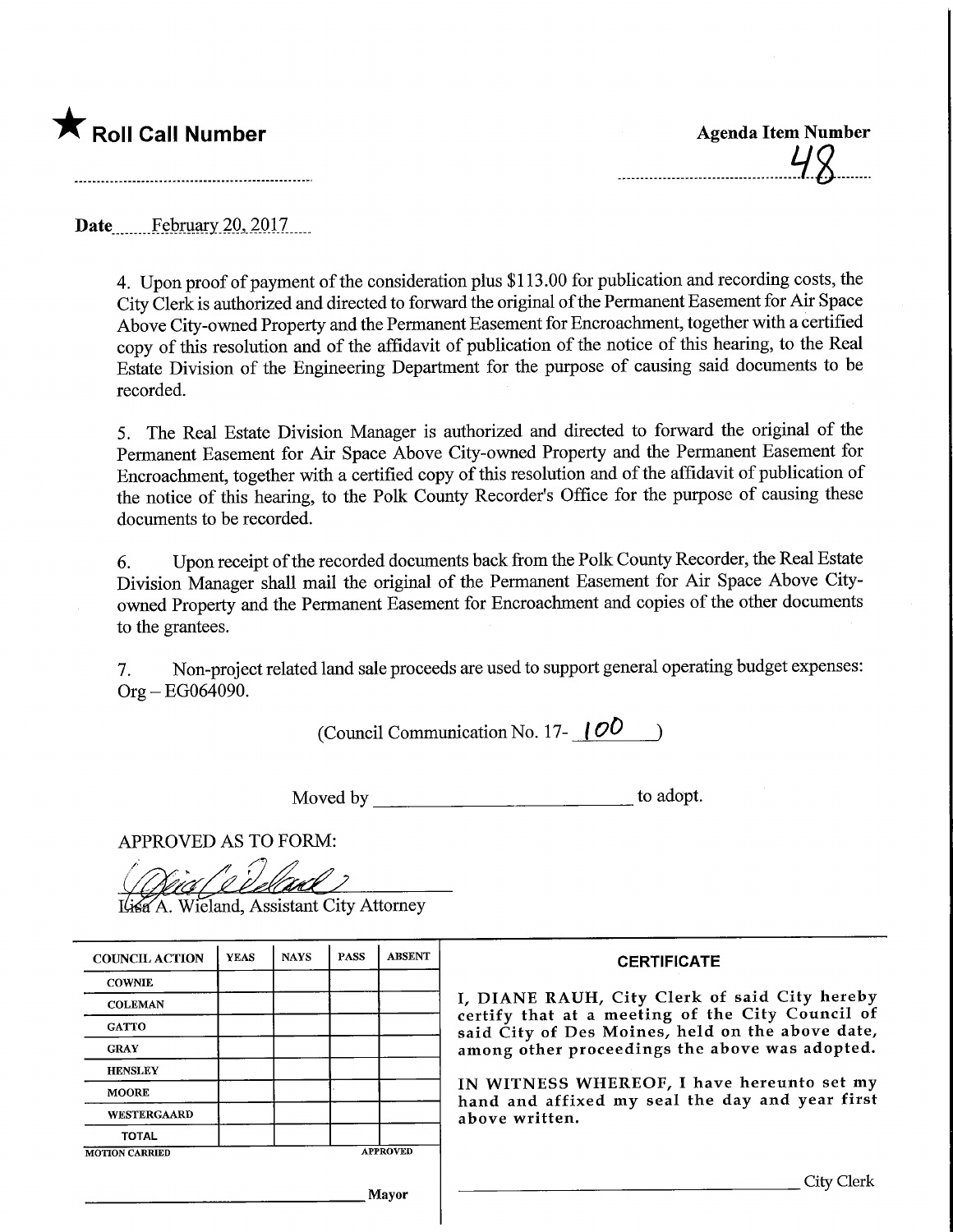★ **Roll Call Number**

**Agenda Item Number**

48

**Date** February 20, 2017

4. Upon proof of payment of the consideration plus $113.00 for publication and recording costs, the City Clerk is authorized and directed to forward the original of the Permanent Easement for Air Space Above City-owned Property and the Permanent Easement for Encroachment, together with a certified copy of this resolution and of the affidavit of publication of the notice of this hearing, to the Real Estate Division of the Engineering Department for the purpose of causing said documents to be recorded.

5. The Real Estate Division Manager is authorized and directed to forward the original of the Permanent Easement for Air Space Above City-owned Property and the Permanent Easement for Encroachment, together with a certified copy of this resolution and of the affidavit of publication of the notice of this hearing, to the Polk County Recorder's Office for the purpose of causing these documents to be recorded.

6. Upon receipt of the recorded documents back from the Polk County Recorder, the Real Estate Division Manager shall mail the original of the Permanent Easement for Air Space Above City-owned Property and the Permanent Easement for Encroachment and copies of the other documents to the grantees.

7. Non-project related land sale proceeds are used to support general operating budget expenses: Org – EG064090.

(Council Communication No. 17- 100 )

Moved by ____________________________ to adopt.

APPROVED AS TO FORM:

Lisa A. Wieland, Assistant City Attorney

| COUNCIL ACTION | YEAS | NAYS | PASS | ABSENT |
|---|---|---|---|---|
| COWNIE | | | | |
| COLEMAN | | | | |
| GATTO | | | | |
| GRAY | | | | |
| HENSLEY | | | | |
| MOORE | | | | |
| WESTERGAARD | | | | |
| TOTAL | | | | |

MOTION CARRIED APPROVED

____________________________ Mayor

**CERTIFICATE**

I, DIANE RAUH, City Clerk of said City hereby certify that at a meeting of the City Council of said City of Des Moines, held on the above date, among other proceedings the above was adopted.

IN WITNESS WHEREOF, I have hereunto set my hand and affixed my seal the day and year first above written.

____________________________ City Clerk